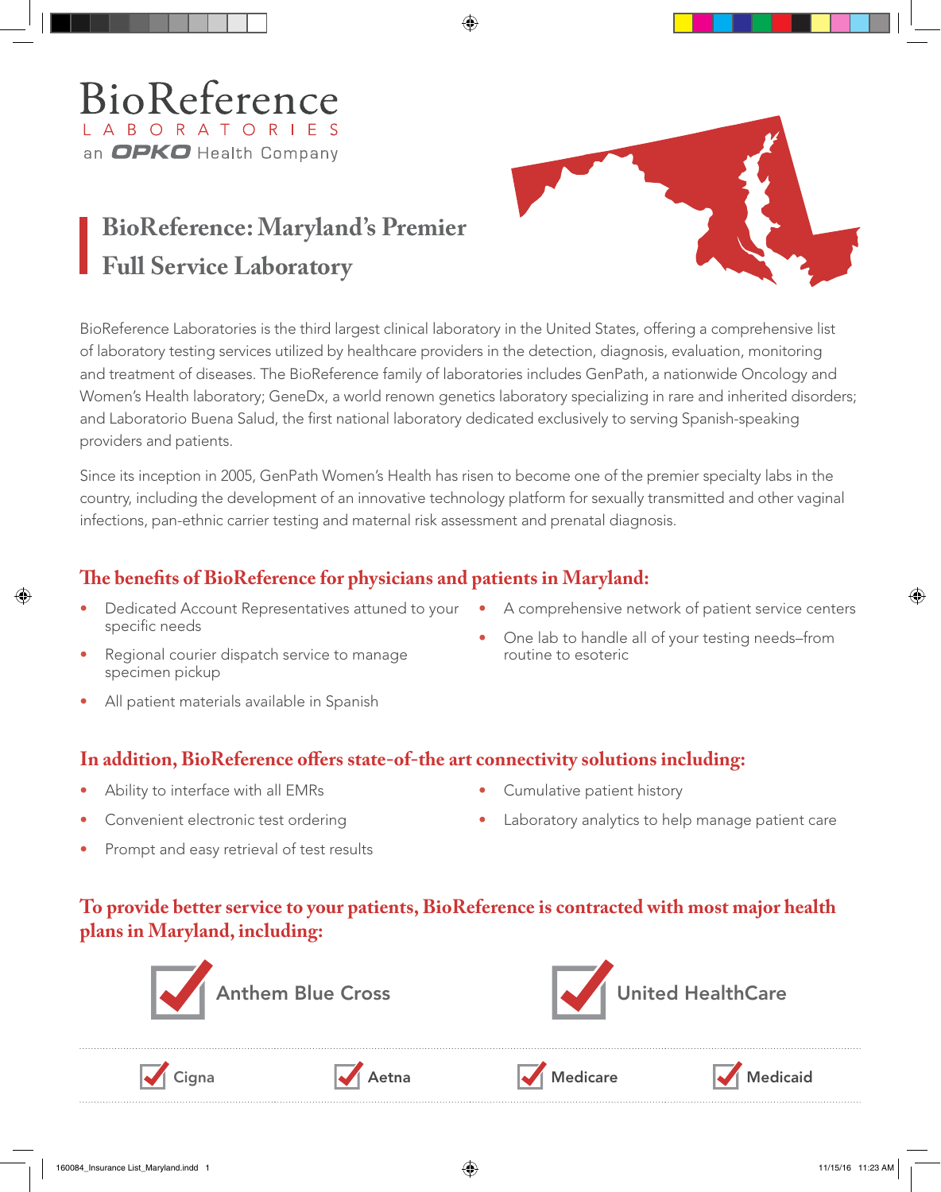BioReference LABORATORIES

an OPKO Health Company

# BioReference: Maryland's Premier Full Service Laboratory

BioReference Laboratories is the third largest clinical laboratory in the United States, offering a comprehensive list of laboratory testing services utilized by healthcare providers in the detection, diagnosis, evaluation, monitoring and treatment of diseases. The BioReference family of laboratories includes GenPath, a nationwide Oncology and Women's Health laboratory; GeneDx, a world renown genetics laboratory specializing in rare and inherited disorders; and Laboratorio Buena Salud, the first national laboratory dedicated exclusively to serving Spanish-speaking providers and patients.

Since its inception in 2005, GenPath Women's Health has risen to become one of the premier specialty labs in the country, including the development of an innovative technology platform for sexually transmitted and other vaginal infections, pan-ethnic carrier testing and maternal risk assessment and prenatal diagnosis.

## The benefits of BioReference for physicians and patients in Maryland:

- Dedicated Account Representatives attuned to your specific needs
- Regional courier dispatch service to manage specimen pickup
- All patient materials available in Spanish
- A comprehensive network of patient service centers
- One lab to handle all of your testing needs–from routine to esoteric

## In addition, BioReference offers state-of-the art connectivity solutions including:

- Ability to interface with all EMRs
- Convenient electronic test ordering
- Prompt and easy retrieval of test results
- Cumulative patient history
- Laboratory analytics to help manage patient care

## To provide better service to your patients, BioReference is contracted with most major health plans in Maryland, including:

- ☑ Anthem Blue Cross
- ☑ United HealthCare
- ☑ Cigna
- ☑ Aetna
- ☑ Medicare
- ☑ Medicaid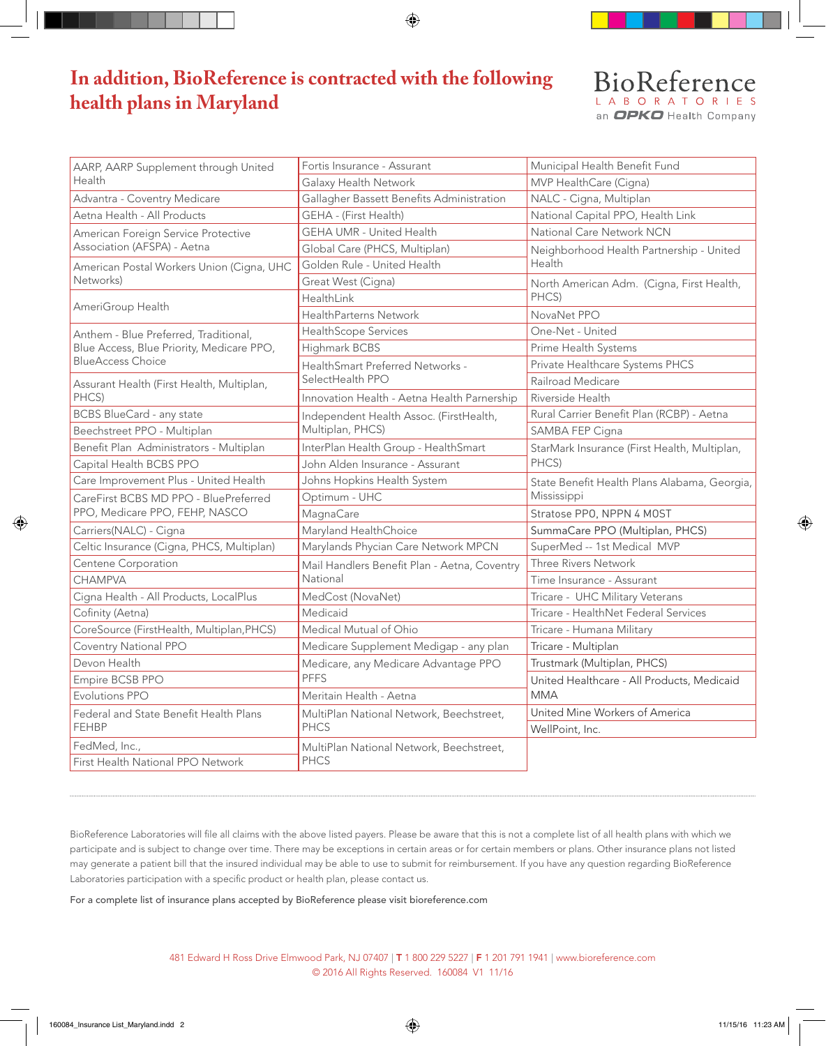# In addition, BioReference is contracted with the following health plans in Maryland

BioReference LABORATORIES an OPKO Health Company

| | | |
|---|---|---|
| AARP, AARP Supplement through United Health | Fortis Insurance - Assurant | Municipal Health Benefit Fund |
| | Galaxy Health Network | MVP HealthCare (Cigna) |
| Advantra - Coventry Medicare | Gallagher Bassett Benefits Administration | NALC - Cigna, Multiplan |
| Aetna Health - All Products | GEHA - (First Health) | National Capital PPO, Health Link |
| American Foreign Service Protective Association (AFSPA) - Aetna | GEHA UMR - United Health | National Care Network NCN |
| | Global Care (PHCS, Multiplan) | Neighborhood Health Partnership - United Health |
| American Postal Workers Union (Cigna, UHC Networks) | Golden Rule - United Health | |
| | Great West (Cigna) | North American Adm. (Cigna, First Health, PHCS) |
| AmeriGroup Health | HealthLink | |
| | HealthParterns Network | NovaNet PPO |
| Anthem - Blue Preferred, Traditional, Blue Access, Blue Priority, Medicare PPO, BlueAccess Choice | HealthScope Services | One-Net - United |
| | Highmark BCBS | Prime Health Systems |
| | HealthSmart Preferred Networks - SelectHealth PPO | Private Healthcare Systems PHCS |
| Assurant Health (First Health, Multiplan, PHCS) | | Railroad Medicare |
| | Innovation Health - Aetna Health Parnership | Riverside Health |
| BCBS BlueCard - any state | Independent Health Assoc. (FirstHealth, Multiplan, PHCS) | Rural Carrier Benefit Plan (RCBP) - Aetna |
| Beechstreet PPO - Multiplan | | SAMBA FEP Cigna |
| Benefit Plan Administrators - Multiplan | InterPlan Health Group - HealthSmart | StarMark Insurance (First Health, Multiplan, PHCS) |
| Capital Health BCBS PPO | John Alden Insurance - Assurant | |
| Care Improvement Plus - United Health | Johns Hopkins Health System | State Benefit Health Plans Alabama, Georgia, Mississippi |
| CareFirst BCBS MD PPO - BluePreferred PPO, Medicare PPO, FEHP, NASCO | Optimum - UHC | |
| | MagnaCare | Stratose PPO, NPPN 4 MOST |
| Carriers(NALC) - Cigna | Maryland HealthChoice | SummaCare PPO (Multiplan, PHCS) |
| Celtic Insurance (Cigna, PHCS, Multiplan) | Marylands Phycian Care Network MPCN | SuperMed -- 1st Medical MVP |
| Centene Corporation | Mail Handlers Benefit Plan - Aetna, Coventry National | Three Rivers Network |
| CHAMPVA | | Time Insurance - Assurant |
| Cigna Health - All Products, LocalPlus | MedCost (NovaNet) | Tricare - UHC Military Veterans |
| Cofinity (Aetna) | Medicaid | Tricare - HealthNet Federal Services |
| CoreSource (FirstHealth, Multiplan,PHCS) | Medical Mutual of Ohio | Tricare - Humana Military |
| Coventry National PPO | Medicare Supplement Medigap - any plan | Tricare - Multiplan |
| Devon Health | Medicare, any Medicare Advantage PPO PFFS | Trustmark (Multiplan, PHCS) |
| Empire BCSB PPO | | United Healthcare - All Products, Medicaid MMA |
| Evolutions PPO | Meritain Health - Aetna | |
| Federal and State Benefit Health Plans FEHBP | MultiPlan National Network, Beechstreet, PHCS | United Mine Workers of America |
| | | WellPoint, Inc. |
| FedMed, Inc., | MultiPlan National Network, Beechstreet, PHCS | |
| First Health National PPO Network | | |

BioReference Laboratories will file all claims with the above listed payers. Please be aware that this is not a complete list of all health plans with which we participate and is subject to change over time. There may be exceptions in certain areas or for certain members or plans. Other insurance plans not listed may generate a patient bill that the insured individual may be able to use to submit for reimbursement. If you have any question regarding BioReference Laboratories participation with a specific product or health plan, please contact us.

For a complete list of insurance plans accepted by BioReference please visit bioreference.com

481 Edward H Ross Drive Elmwood Park, NJ 07407 | T 1 800 229 5227 | F 1 201 791 1941 | www.bioreference.com
© 2016 All Rights Reserved. 160084 V1 11/16